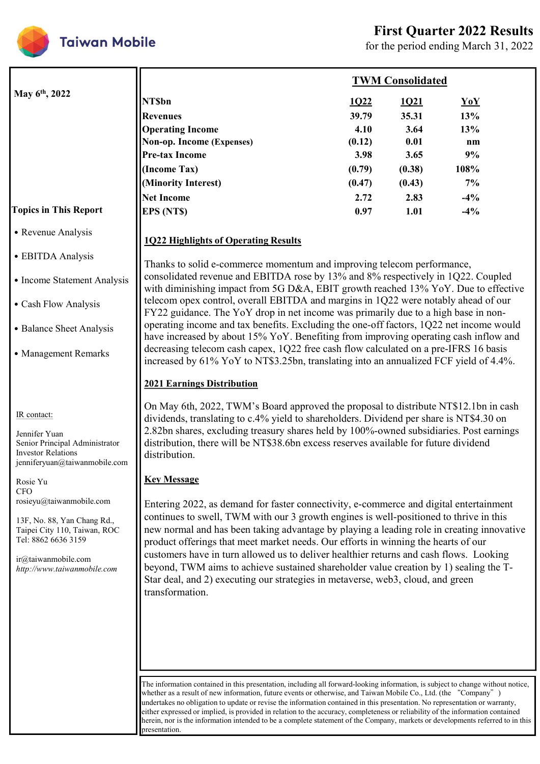# First Quarter 2022 Results

for the period ending March 31, 2022

**May 6th, 2022**

**TWM Consolidated**

| NT$bn | 1Q22 | 1Q21 | YoY |
|---|---|---|---|
| Revenues | 39.79 | 35.31 | 13% |
| Operating Income | 4.10 | 3.64 | 13% |
| Non-op. Income (Expenses) | (0.12) | 0.01 | nm |
| Pre-tax Income | 3.98 | 3.65 | 9% |
| (Income Tax) | (0.79) | (0.38) | 108% |
| (Minority Interest) | (0.47) | (0.43) | 7% |
| Net Income | 2.72 | 2.83 | -4% |
| EPS (NT$) | 0.97 | 1.01 | -4% |

**Topics in This Report**

- Revenue Analysis
- EBITDA Analysis
- Income Statement Analysis
- Cash Flow Analysis
- Balance Sheet Analysis
- Management Remarks

## 1Q22 Highlights of Operating Results

Thanks to solid e-commerce momentum and improving telecom performance, consolidated revenue and EBITDA rose by 13% and 8% respectively in 1Q22. Coupled with diminishing impact from 5G D&A, EBIT growth reached 13% YoY. Due to effective telecom opex control, overall EBITDA and margins in 1Q22 were notably ahead of our FY22 guidance. The YoY drop in net income was primarily due to a high base in non-operating income and tax benefits. Excluding the one-off factors, 1Q22 net income would have increased by about 15% YoY. Benefiting from improving operating cash inflow and decreasing telecom cash capex, 1Q22 free cash flow calculated on a pre-IFRS 16 basis increased by 61% YoY to NT$3.25bn, translating into an annualized FCF yield of 4.4%.

## 2021 Earnings Distribution

On May 6th, 2022, TWM's Board approved the proposal to distribute NT$12.1bn in cash dividends, translating to c.4% yield to shareholders. Dividend per share is NT$4.30 on 2.82bn shares, excluding treasury shares held by 100%-owned subsidiaries. Post earnings distribution, there will be NT$38.6bn excess reserves available for future dividend distribution.

## Key Message

Entering 2022, as demand for faster connectivity, e-commerce and digital entertainment continues to swell, TWM with our 3 growth engines is well-positioned to thrive in this new normal and has been taking advantage by playing a leading role in creating innovative product offerings that meet market needs. Our efforts in winning the hearts of our customers have in turn allowed us to deliver healthier returns and cash flows. Looking beyond, TWM aims to achieve sustained shareholder value creation by 1) sealing the T-Star deal, and 2) executing our strategies in metaverse, web3, cloud, and green transformation.

IR contact:

Jennifer Yuan
Senior Principal Administrator
Investor Relations
jenniferyuan@taiwanmobile.com

Rosie Yu
CFO
rosieyu@taiwanmobile.com

13F, No. 88, Yan Chang Rd.,
Taipei City 110, Taiwan, ROC
Tel: 8862 6636 3159

ir@taiwanmobile.com
*http://www.taiwanmobile.com*

The information contained in this presentation, including all forward-looking information, is subject to change without notice, whether as a result of new information, future events or otherwise, and Taiwan Mobile Co., Ltd. (the "Company") undertakes no obligation to update or revise the information contained in this presentation. No representation or warranty, either expressed or implied, is provided in relation to the accuracy, completeness or reliability of the information contained herein, nor is the information intended to be a complete statement of the Company, markets or developments referred to in this presentation.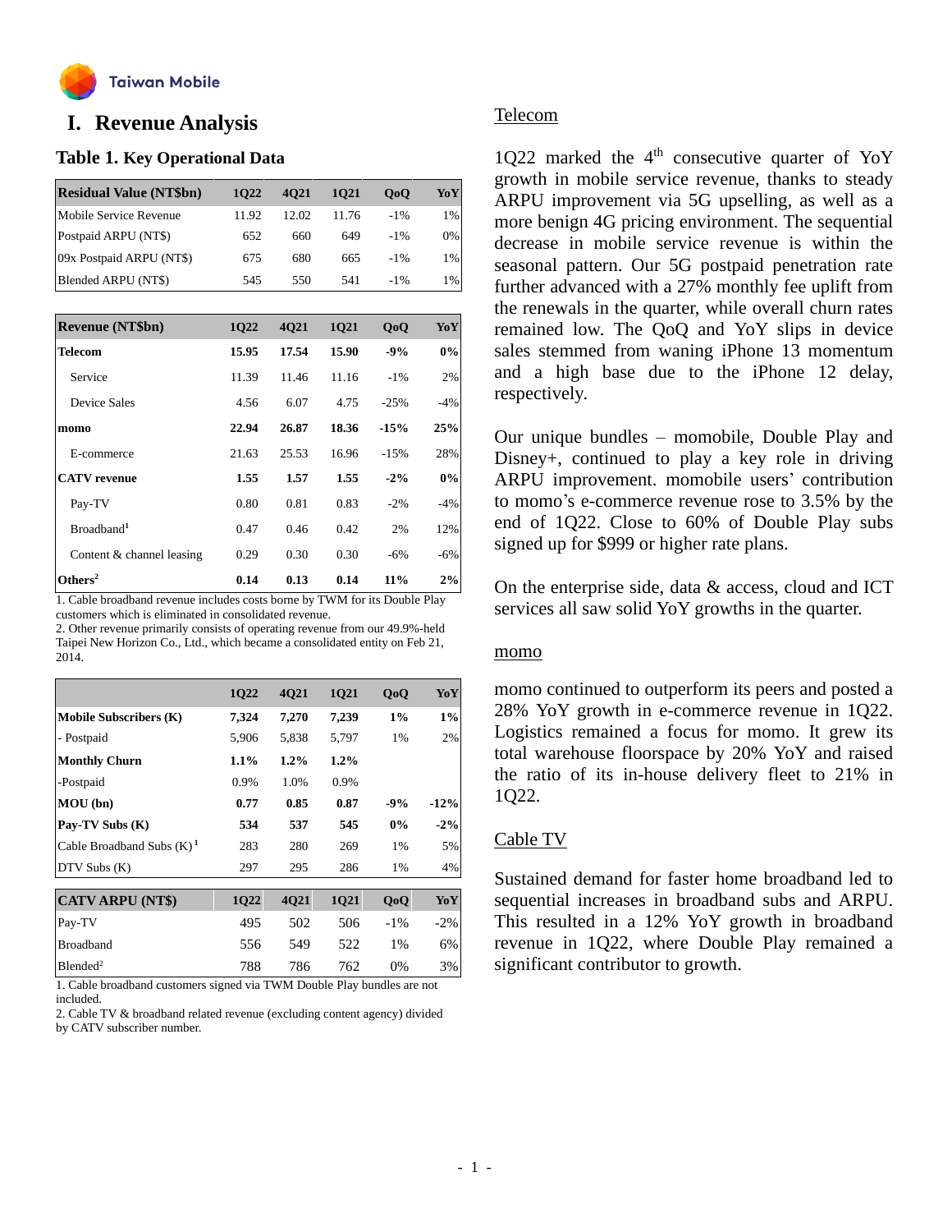# I. Revenue Analysis

## Table 1. Key Operational Data

| Residual Value (NT$bn) | 1Q22 | 4Q21 | 1Q21 | QoQ | YoY |
|---|---|---|---|---|---|
| Mobile Service Revenue | 11.92 | 12.02 | 11.76 | -1% | 1% |
| Postpaid ARPU (NT$) | 652 | 660 | 649 | -1% | 0% |
| 09x Postpaid ARPU (NT$) | 675 | 680 | 665 | -1% | 1% |
| Blended ARPU (NT$) | 545 | 550 | 541 | -1% | 1% |

| Revenue (NT$bn) | 1Q22 | 4Q21 | 1Q21 | QoQ | YoY |
|---|---|---|---|---|---|
| **Telecom** | **15.95** | **17.54** | **15.90** | **-9%** | **0%** |
| Service | 11.39 | 11.46 | 11.16 | -1% | 2% |
| Device Sales | 4.56 | 6.07 | 4.75 | -25% | -4% |
| **momo** | **22.94** | **26.87** | **18.36** | **-15%** | **25%** |
| E-commerce | 21.63 | 25.53 | 16.96 | -15% | 28% |
| **CATV revenue** | **1.55** | **1.57** | **1.55** | **-2%** | **0%** |
| Pay-TV | 0.80 | 0.81 | 0.83 | -2% | -4% |
| Broadband[1] | 0.47 | 0.46 | 0.42 | 2% | 12% |
| Content & channel leasing | 0.29 | 0.30 | 0.30 | -6% | -6% |
| **Others[2]** | **0.14** | **0.13** | **0.14** | **11%** | **2%** |

1. Cable broadband revenue includes costs borne by TWM for its Double Play customers which is eliminated in consolidated revenue.
2. Other revenue primarily consists of operating revenue from our 49.9%-held Taipei New Horizon Co., Ltd., which became a consolidated entity on Feb 21, 2014.

| | 1Q22 | 4Q21 | 1Q21 | QoQ | YoY |
|---|---|---|---|---|---|
| **Mobile Subscribers (K)** | **7,324** | **7,270** | **7,239** | **1%** | **1%** |
| - Postpaid | 5,906 | 5,838 | 5,797 | 1% | 2% |
| **Monthly Churn** | **1.1%** | **1.2%** | **1.2%** | | |
| -Postpaid | 0.9% | 1.0% | 0.9% | | |
| **MOU (bn)** | **0.77** | **0.85** | **0.87** | **-9%** | **-12%** |
| **Pay-TV Subs (K)** | **534** | **537** | **545** | **0%** | **-2%** |
| Cable Broadband Subs (K)[1] | 283 | 280 | 269 | 1% | 5% |
| DTV Subs (K) | 297 | 295 | 286 | 1% | 4% |

| CATV ARPU (NT$) | 1Q22 | 4Q21 | 1Q21 | QoQ | YoY |
|---|---|---|---|---|---|
| Pay-TV | 495 | 502 | 506 | -1% | -2% |
| Broadband | 556 | 549 | 522 | 1% | 6% |
| Blended[2] | 788 | 786 | 762 | 0% | 3% |

1. Cable broadband customers signed via TWM Double Play bundles are not included.
2. Cable TV & broadband related revenue (excluding content agency) divided by CATV subscriber number.

### Telecom

1Q22 marked the 4th consecutive quarter of YoY growth in mobile service revenue, thanks to steady ARPU improvement via 5G upselling, as well as a more benign 4G pricing environment. The sequential decrease in mobile service revenue is within the seasonal pattern. Our 5G postpaid penetration rate further advanced with a 27% monthly fee uplift from the renewals in the quarter, while overall churn rates remained low. The QoQ and YoY slips in device sales stemmed from waning iPhone 13 momentum and a high base due to the iPhone 12 delay, respectively.

Our unique bundles – momobile, Double Play and Disney+, continued to play a key role in driving ARPU improvement. momobile users' contribution to momo's e-commerce revenue rose to 3.5% by the end of 1Q22. Close to 60% of Double Play subs signed up for $999 or higher rate plans.

On the enterprise side, data & access, cloud and ICT services all saw solid YoY growths in the quarter.

### momo

momo continued to outperform its peers and posted a 28% YoY growth in e-commerce revenue in 1Q22. Logistics remained a focus for momo. It grew its total warehouse floorspace by 20% YoY and raised the ratio of its in-house delivery fleet to 21% in 1Q22.

### Cable TV

Sustained demand for faster home broadband led to sequential increases in broadband subs and ARPU. This resulted in a 12% YoY growth in broadband revenue in 1Q22, where Double Play remained a significant contributor to growth.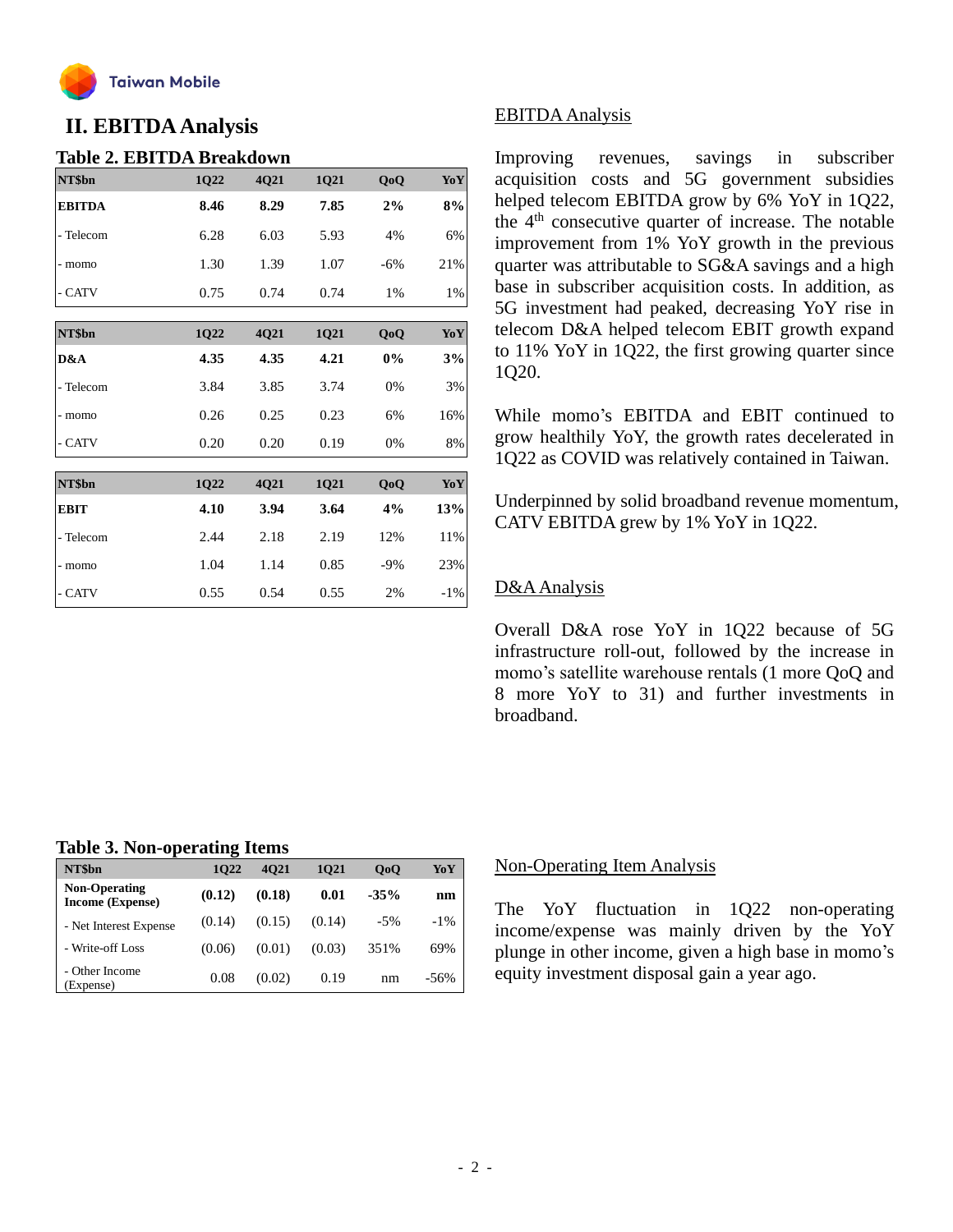## II. EBITDA Analysis

**Table 2. EBITDA Breakdown**

| NT$bn | 1Q22 | 4Q21 | 1Q21 | QoQ | YoY |
|---|---|---|---|---|---|
| **EBITDA** | **8.46** | **8.29** | **7.85** | **2%** | **8%** |
| - Telecom | 6.28 | 6.03 | 5.93 | 4% | 6% |
| - momo | 1.30 | 1.39 | 1.07 | -6% | 21% |
| - CATV | 0.75 | 0.74 | 0.74 | 1% | 1% |

| NT$bn | 1Q22 | 4Q21 | 1Q21 | QoQ | YoY |
|---|---|---|---|---|---|
| **D&A** | **4.35** | **4.35** | **4.21** | **0%** | **3%** |
| - Telecom | 3.84 | 3.85 | 3.74 | 0% | 3% |
| - momo | 0.26 | 0.25 | 0.23 | 6% | 16% |
| - CATV | 0.20 | 0.20 | 0.19 | 0% | 8% |

| NT$bn | 1Q22 | 4Q21 | 1Q21 | QoQ | YoY |
|---|---|---|---|---|---|
| **EBIT** | **4.10** | **3.94** | **3.64** | **4%** | **13%** |
| - Telecom | 2.44 | 2.18 | 2.19 | 12% | 11% |
| - momo | 1.04 | 1.14 | 0.85 | -9% | 23% |
| - CATV | 0.55 | 0.54 | 0.55 | 2% | -1% |

EBITDA Analysis

Improving revenues, savings in subscriber acquisition costs and 5G government subsidies helped telecom EBITDA grow by 6% YoY in 1Q22, the 4th consecutive quarter of increase. The notable improvement from 1% YoY growth in the previous quarter was attributable to SG&A savings and a high base in subscriber acquisition costs. In addition, as 5G investment had peaked, decreasing YoY rise in telecom D&A helped telecom EBIT growth expand to 11% YoY in 1Q22, the first growing quarter since 1Q20.

While momo's EBITDA and EBIT continued to grow healthily YoY, the growth rates decelerated in 1Q22 as COVID was relatively contained in Taiwan.

Underpinned by solid broadband revenue momentum, CATV EBITDA grew by 1% YoY in 1Q22.

D&A Analysis

Overall D&A rose YoY in 1Q22 because of 5G infrastructure roll-out, followed by the increase in momo's satellite warehouse rentals (1 more QoQ and 8 more YoY to 31) and further investments in broadband.

**Table 3. Non-operating Items**

| NT$bn | 1Q22 | 4Q21 | 1Q21 | QoQ | YoY |
|---|---|---|---|---|---|
| **Non-Operating Income (Expense)** | **(0.12)** | **(0.18)** | **0.01** | **-35%** | **nm** |
| - Net Interest Expense | (0.14) | (0.15) | (0.14) | -5% | -1% |
| - Write-off Loss | (0.06) | (0.01) | (0.03) | 351% | 69% |
| - Other Income (Expense) | 0.08 | (0.02) | 0.19 | nm | -56% |

Non-Operating Item Analysis

The YoY fluctuation in 1Q22 non-operating income/expense was mainly driven by the YoY plunge in other income, given a high base in momo's equity investment disposal gain a year ago.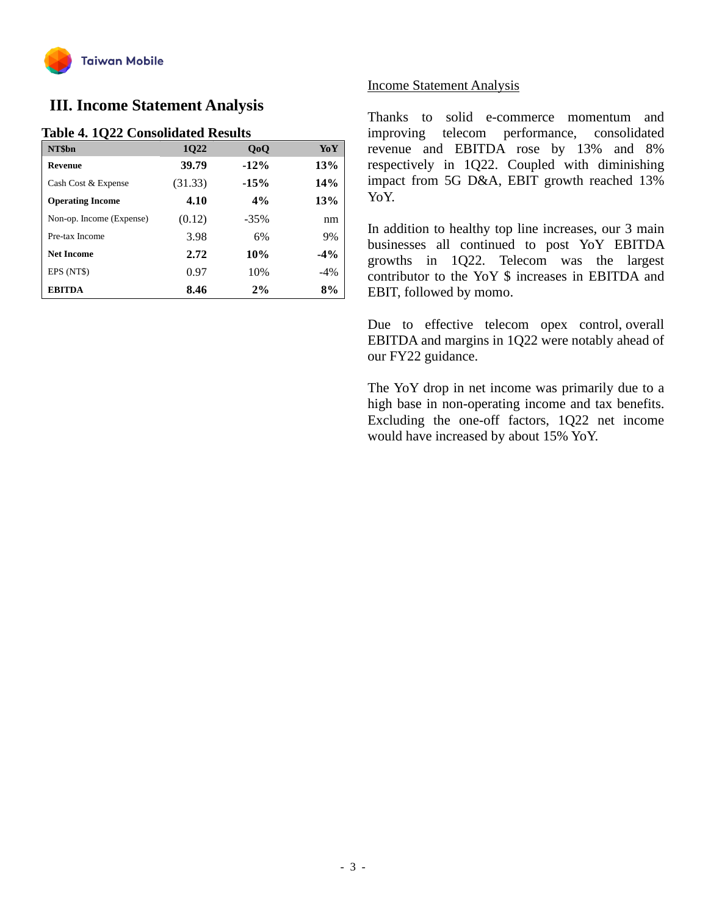# III. Income Statement Analysis

**Table 4. 1Q22 Consolidated Results**

| NT$bn | 1Q22 | QoQ | YoY |
|---|---|---|---|
| **Revenue** | **39.79** | **-12%** | **13%** |
| Cash Cost & Expense | (31.33) | **-15%** | **14%** |
| **Operating Income** | **4.10** | **4%** | **13%** |
| Non-op. Income (Expense) | (0.12) | -35% | nm |
| Pre-tax Income | 3.98 | 6% | 9% |
| **Net Income** | **2.72** | **10%** | **-4%** |
| EPS (NT$) | 0.97 | 10% | -4% |
| **EBITDA** | **8.46** | **2%** | **8%** |

Income Statement Analysis

Thanks to solid e-commerce momentum and improving telecom performance, consolidated revenue and EBITDA rose by 13% and 8% respectively in 1Q22. Coupled with diminishing impact from 5G D&A, EBIT growth reached 13% YoY.

In addition to healthy top line increases, our 3 main businesses all continued to post YoY EBITDA growths in 1Q22. Telecom was the largest contributor to the YoY $ increases in EBITDA and EBIT, followed by momo.

Due to effective telecom opex control, overall EBITDA and margins in 1Q22 were notably ahead of our FY22 guidance.

The YoY drop in net income was primarily due to a high base in non-operating income and tax benefits. Excluding the one-off factors, 1Q22 net income would have increased by about 15% YoY.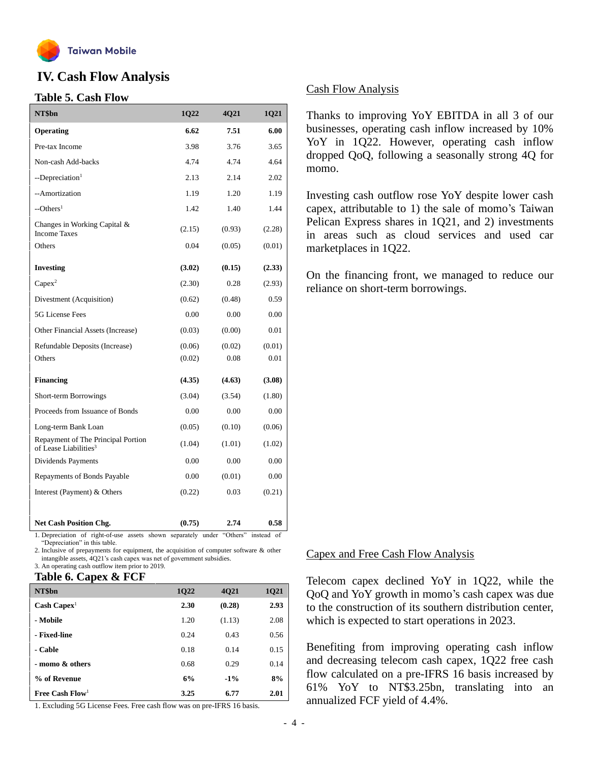## IV. Cash Flow Analysis

### Table 5. Cash Flow

| NT$bn | 1Q22 | 4Q21 | 1Q21 |
|---|---|---|---|
| **Operating** | **6.62** | **7.51** | **6.00** |
| Pre-tax Income | 3.98 | 3.76 | 3.65 |
| Non-cash Add-backs | 4.74 | 4.74 | 4.64 |
| --Depreciation[1] | 2.13 | 2.14 | 2.02 |
| --Amortization | 1.19 | 1.20 | 1.19 |
| --Others[1] | 1.42 | 1.40 | 1.44 |
| Changes in Working Capital & Income Taxes | (2.15) | (0.93) | (2.28) |
| Others | 0.04 | (0.05) | (0.01) |
| **Investing** | **(3.02)** | **(0.15)** | **(2.33)** |
| Capex[2] | (2.30) | 0.28 | (2.93) |
| Divestment (Acquisition) | (0.62) | (0.48) | 0.59 |
| 5G License Fees | 0.00 | 0.00 | 0.00 |
| Other Financial Assets (Increase) | (0.03) | (0.00) | 0.01 |
| Refundable Deposits (Increase) | (0.06) | (0.02) | (0.01) |
| Others | (0.02) | 0.08 | 0.01 |
| **Financing** | **(4.35)** | **(4.63)** | **(3.08)** |
| Short-term Borrowings | (3.04) | (3.54) | (1.80) |
| Proceeds from Issuance of Bonds | 0.00 | 0.00 | 0.00 |
| Long-term Bank Loan | (0.05) | (0.10) | (0.06) |
| Repayment of The Principal Portion of Lease Liabilities[3] | (1.04) | (1.01) | (1.02) |
| Dividends Payments | 0.00 | 0.00 | 0.00 |
| Repayments of Bonds Payable | 0.00 | (0.01) | 0.00 |
| Interest (Payment) & Others | (0.22) | 0.03 | (0.21) |
| **Net Cash Position Chg.** | **(0.75)** | **2.74** | **0.58** |

1. Depreciation of right-of-use assets shown separately under "Others" instead of "Depreciation" in this table.
2. Inclusive of prepayments for equipment, the acquisition of computer software & other intangible assets, 4Q21's cash capex was net of government subsidies.
3. An operating cash outflow item prior to 2019.

### Table 6. Capex & FCF

| NT$bn | 1Q22 | 4Q21 | 1Q21 |
|---|---|---|---|
| **Cash Capex[1]** | **2.30** | **(0.28)** | **2.93** |
| **- Mobile** | 1.20 | (1.13) | 2.08 |
| **- Fixed-line** | 0.24 | 0.43 | 0.56 |
| **- Cable** | 0.18 | 0.14 | 0.15 |
| **- momo & others** | 0.68 | 0.29 | 0.14 |
| **% of Revenue** | **6%** | **-1%** | **8%** |
| **Free Cash Flow[1]** | **3.25** | **6.77** | **2.01** |

1. Excluding 5G License Fees. Free cash flow was on pre-IFRS 16 basis.

<u>Cash Flow Analysis</u>

Thanks to improving YoY EBITDA in all 3 of our businesses, operating cash inflow increased by 10% YoY in 1Q22. However, operating cash inflow dropped QoQ, following a seasonally strong 4Q for momo.

Investing cash outflow rose YoY despite lower cash capex, attributable to 1) the sale of momo's Taiwan Pelican Express shares in 1Q21, and 2) investments in areas such as cloud services and used car marketplaces in 1Q22.

On the financing front, we managed to reduce our reliance on short-term borrowings.

<u>Capex and Free Cash Flow Analysis</u>

Telecom capex declined YoY in 1Q22, while the QoQ and YoY growth in momo's cash capex was due to the construction of its southern distribution center, which is expected to start operations in 2023.

Benefiting from improving operating cash inflow and decreasing telecom cash capex, 1Q22 free cash flow calculated on a pre-IFRS 16 basis increased by 61% YoY to NT$3.25bn, translating into an annualized FCF yield of 4.4%.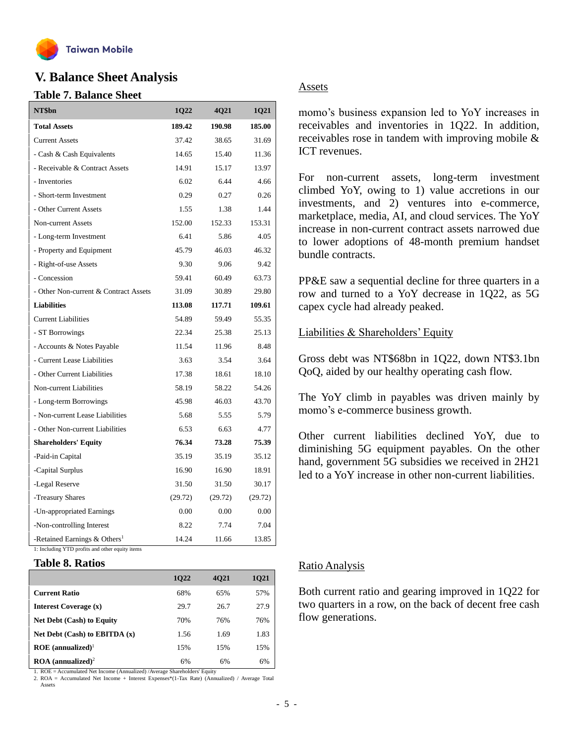## V. Balance Sheet Analysis

### Table 7. Balance Sheet

| NT$bn | 1Q22 | 4Q21 | 1Q21 |
|---|---|---|---|
| **Total Assets** | **189.42** | **190.98** | **185.00** |
| Current Assets | 37.42 | 38.65 | 31.69 |
| - Cash & Cash Equivalents | 14.65 | 15.40 | 11.36 |
| - Receivable & Contract Assets | 14.91 | 15.17 | 13.97 |
| - Inventories | 6.02 | 6.44 | 4.66 |
| - Short-term Investment | 0.29 | 0.27 | 0.26 |
| - Other Current Assets | 1.55 | 1.38 | 1.44 |
| Non-current Assets | 152.00 | 152.33 | 153.31 |
| - Long-term Investment | 6.41 | 5.86 | 4.05 |
| - Property and Equipment | 45.79 | 46.03 | 46.32 |
| - Right-of-use Assets | 9.30 | 9.06 | 9.42 |
| - Concession | 59.41 | 60.49 | 63.73 |
| - Other Non-current & Contract Assets | 31.09 | 30.89 | 29.80 |
| **Liabilities** | **113.08** | **117.71** | **109.61** |
| Current Liabilities | 54.89 | 59.49 | 55.35 |
| - ST Borrowings | 22.34 | 25.38 | 25.13 |
| - Accounts & Notes Payable | 11.54 | 11.96 | 8.48 |
| - Current Lease Liabilities | 3.63 | 3.54 | 3.64 |
| - Other Current Liabilities | 17.38 | 18.61 | 18.10 |
| Non-current Liabilities | 58.19 | 58.22 | 54.26 |
| - Long-term Borrowings | 45.98 | 46.03 | 43.70 |
| - Non-current Lease Liabilities | 5.68 | 5.55 | 5.79 |
| - Other Non-current Liabilities | 6.53 | 6.63 | 4.77 |
| **Shareholders' Equity** | **76.34** | **73.28** | **75.39** |
| -Paid-in Capital | 35.19 | 35.19 | 35.12 |
| -Capital Surplus | 16.90 | 16.90 | 18.91 |
| -Legal Reserve | 31.50 | 31.50 | 30.17 |
| -Treasury Shares | (29.72) | (29.72) | (29.72) |
| -Un-appropriated Earnings | 0.00 | 0.00 | 0.00 |
| -Non-controlling Interest | 8.22 | 7.74 | 7.04 |
| -Retained Earnings & Others[1] | 14.24 | 11.66 | 13.85 |

1: Including YTD profits and other equity items

### Assets

momo's business expansion led to YoY increases in receivables and inventories in 1Q22. In addition, receivables rose in tandem with improving mobile & ICT revenues.

For non-current assets, long-term investment climbed YoY, owing to 1) value accretions in our investments, and 2) ventures into e-commerce, marketplace, media, AI, and cloud services. The YoY increase in non-current contract assets narrowed due to lower adoptions of 48-month premium handset bundle contracts.

PP&E saw a sequential decline for three quarters in a row and turned to a YoY decrease in 1Q22, as 5G capex cycle had already peaked.

### Liabilities & Shareholders' Equity

Gross debt was NT$68bn in 1Q22, down NT$3.1bn QoQ, aided by our healthy operating cash flow.

The YoY climb in payables was driven mainly by momo's e-commerce business growth.

Other current liabilities declined YoY, due to diminishing 5G equipment payables. On the other hand, government 5G subsidies we received in 2H21 led to a YoY increase in other non-current liabilities.

### Table 8. Ratios

| | 1Q22 | 4Q21 | 1Q21 |
|---|---|---|---|
| **Current Ratio** | 68% | 65% | 57% |
| **Interest Coverage (x)** | 29.7 | 26.7 | 27.9 |
| **Net Debt (Cash) to Equity** | 70% | 76% | 76% |
| **Net Debt (Cash) to EBITDA (x)** | 1.56 | 1.69 | 1.83 |
| **ROE (annualized)**[1] | 15% | 15% | 15% |
| **ROA (annualized)**[2] | 6% | 6% | 6% |

1. ROE = Accumulated Net Income (Annualized) /Average Shareholders' Equity
2. ROA = Accumulated Net Income + Interest Expenses*(1-Tax Rate) (Annualized) / Average Total Assets

### Ratio Analysis

Both current ratio and gearing improved in 1Q22 for two quarters in a row, on the back of decent free cash flow generations.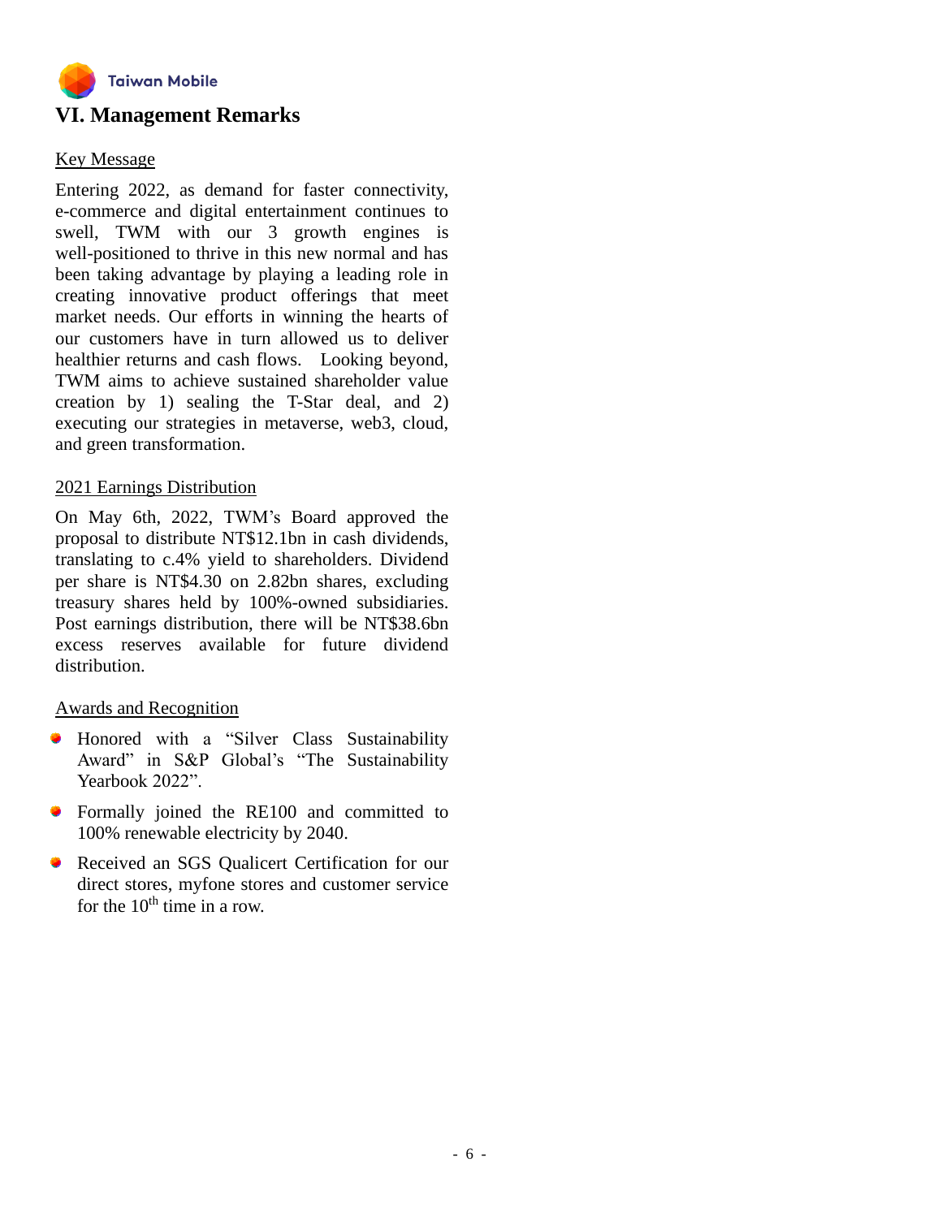# VI. Management Remarks

## Key Message

Entering 2022, as demand for faster connectivity, e-commerce and digital entertainment continues to swell, TWM with our 3 growth engines is well-positioned to thrive in this new normal and has been taking advantage by playing a leading role in creating innovative product offerings that meet market needs. Our efforts in winning the hearts of our customers have in turn allowed us to deliver healthier returns and cash flows. Looking beyond, TWM aims to achieve sustained shareholder value creation by 1) sealing the T-Star deal, and 2) executing our strategies in metaverse, web3, cloud, and green transformation.

## 2021 Earnings Distribution

On May 6th, 2022, TWM's Board approved the proposal to distribute NT$12.1bn in cash dividends, translating to c.4% yield to shareholders. Dividend per share is NT$4.30 on 2.82bn shares, excluding treasury shares held by 100%-owned subsidiaries. Post earnings distribution, there will be NT$38.6bn excess reserves available for future dividend distribution.

## Awards and Recognition

- Honored with a "Silver Class Sustainability Award" in S&P Global's "The Sustainability Yearbook 2022".
- Formally joined the RE100 and committed to 100% renewable electricity by 2040.
- Received an SGS Qualicert Certification for our direct stores, myfone stores and customer service for the 10th time in a row.